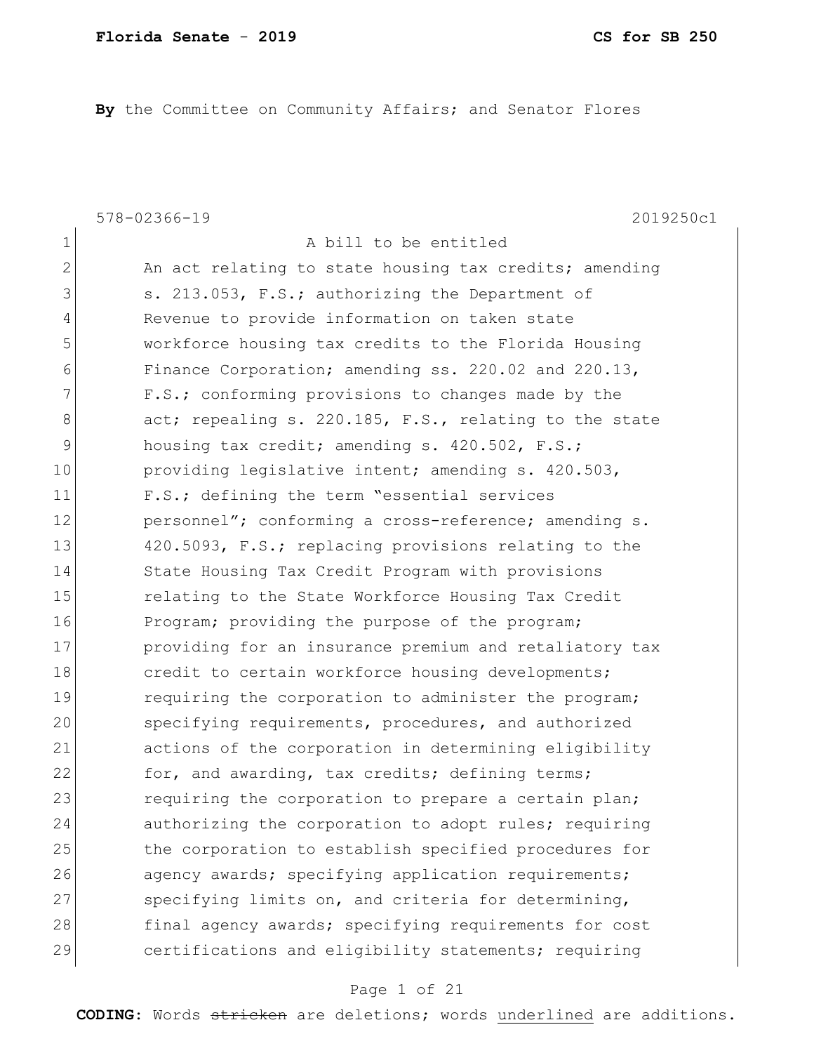**Florida Senate - 2019** **CS for SB 250**

**By** the Committee on Community Affairs; and Senator Flores

578-02366-19 2019250c1

1 A bill to be entitled
2 An act relating to state housing tax credits; amending
3 s. 213.053, F.S.; authorizing the Department of
4 Revenue to provide information on taken state
5 workforce housing tax credits to the Florida Housing
6 Finance Corporation; amending ss. 220.02 and 220.13,
7 F.S.; conforming provisions to changes made by the
8 act; repealing s. 220.185, F.S., relating to the state
9 housing tax credit; amending s. 420.502, F.S.;
10 providing legislative intent; amending s. 420.503,
11 F.S.; defining the term "essential services
12 personnel"; conforming a cross-reference; amending s.
13 420.5093, F.S.; replacing provisions relating to the
14 State Housing Tax Credit Program with provisions
15 relating to the State Workforce Housing Tax Credit
16 Program; providing the purpose of the program;
17 providing for an insurance premium and retaliatory tax
18 credit to certain workforce housing developments;
19 requiring the corporation to administer the program;
20 specifying requirements, procedures, and authorized
21 actions of the corporation in determining eligibility
22 for, and awarding, tax credits; defining terms;
23 requiring the corporation to prepare a certain plan;
24 authorizing the corporation to adopt rules; requiring
25 the corporation to establish specified procedures for
26 agency awards; specifying application requirements;
27 specifying limits on, and criteria for determining,
28 final agency awards; specifying requirements for cost
29 certifications and eligibility statements; requiring

**CODING:** Words ~~stricken~~ are deletions; words <u>underlined</u> are additions.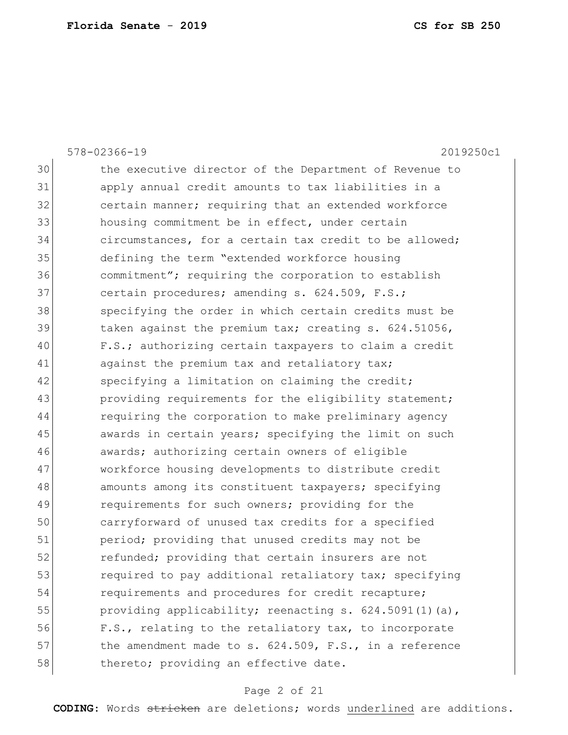the executive director of the Department of Revenue to apply annual credit amounts to tax liabilities in a certain manner; requiring that an extended workforce housing commitment be in effect, under certain circumstances, for a certain tax credit to be allowed; defining the term "extended workforce housing commitment"; requiring the corporation to establish certain procedures; amending s. 624.509, F.S.; specifying the order in which certain credits must be taken against the premium tax; creating s. 624.51056, F.S.; authorizing certain taxpayers to claim a credit against the premium tax and retaliatory tax; specifying a limitation on claiming the credit; providing requirements for the eligibility statement; requiring the corporation to make preliminary agency awards in certain years; specifying the limit on such awards; authorizing certain owners of eligible workforce housing developments to distribute credit amounts among its constituent taxpayers; specifying requirements for such owners; providing for the carryforward of unused tax credits for a specified period; providing that unused credits may not be refunded; providing that certain insurers are not required to pay additional retaliatory tax; specifying requirements and procedures for credit recapture; providing applicability; reenacting s. 624.5091(1)(a), F.S., relating to the retaliatory tax, to incorporate the amendment made to s. 624.509, F.S., in a reference thereto; providing an effective date.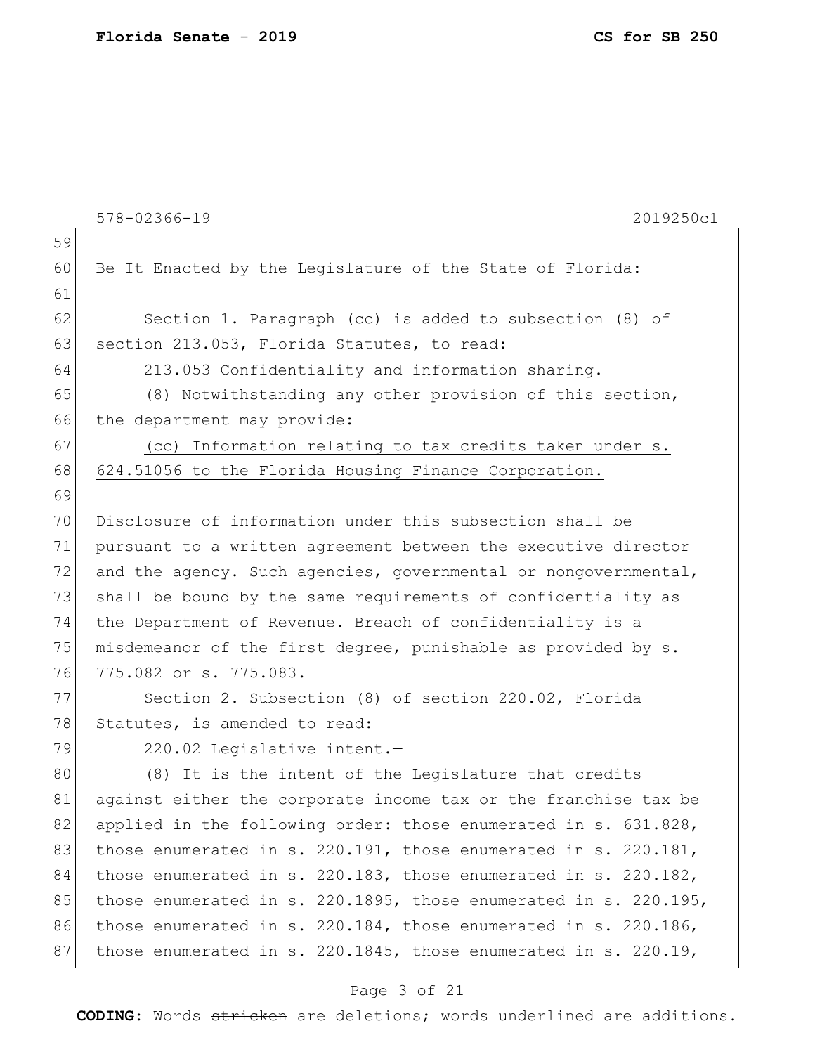Be It Enacted by the Legislature of the State of Florida:

Section 1. Paragraph (cc) is added to subsection (8) of section 213.053, Florida Statutes, to read:

213.053 Confidentiality and information sharing.—

(8) Notwithstanding any other provision of this section, the department may provide:

<u>(cc) Information relating to tax credits taken under s. 624.51056 to the Florida Housing Finance Corporation.</u>

Disclosure of information under this subsection shall be pursuant to a written agreement between the executive director and the agency. Such agencies, governmental or nongovernmental, shall be bound by the same requirements of confidentiality as the Department of Revenue. Breach of confidentiality is a misdemeanor of the first degree, punishable as provided by s. 775.082 or s. 775.083.

Section 2. Subsection (8) of section 220.02, Florida Statutes, is amended to read:

220.02 Legislative intent.—

(8) It is the intent of the Legislature that credits against either the corporate income tax or the franchise tax be applied in the following order: those enumerated in s. 631.828, those enumerated in s. 220.191, those enumerated in s. 220.181, those enumerated in s. 220.183, those enumerated in s. 220.182, those enumerated in s. 220.1895, those enumerated in s. 220.195, those enumerated in s. 220.184, those enumerated in s. 220.186, those enumerated in s. 220.1845, those enumerated in s. 220.19,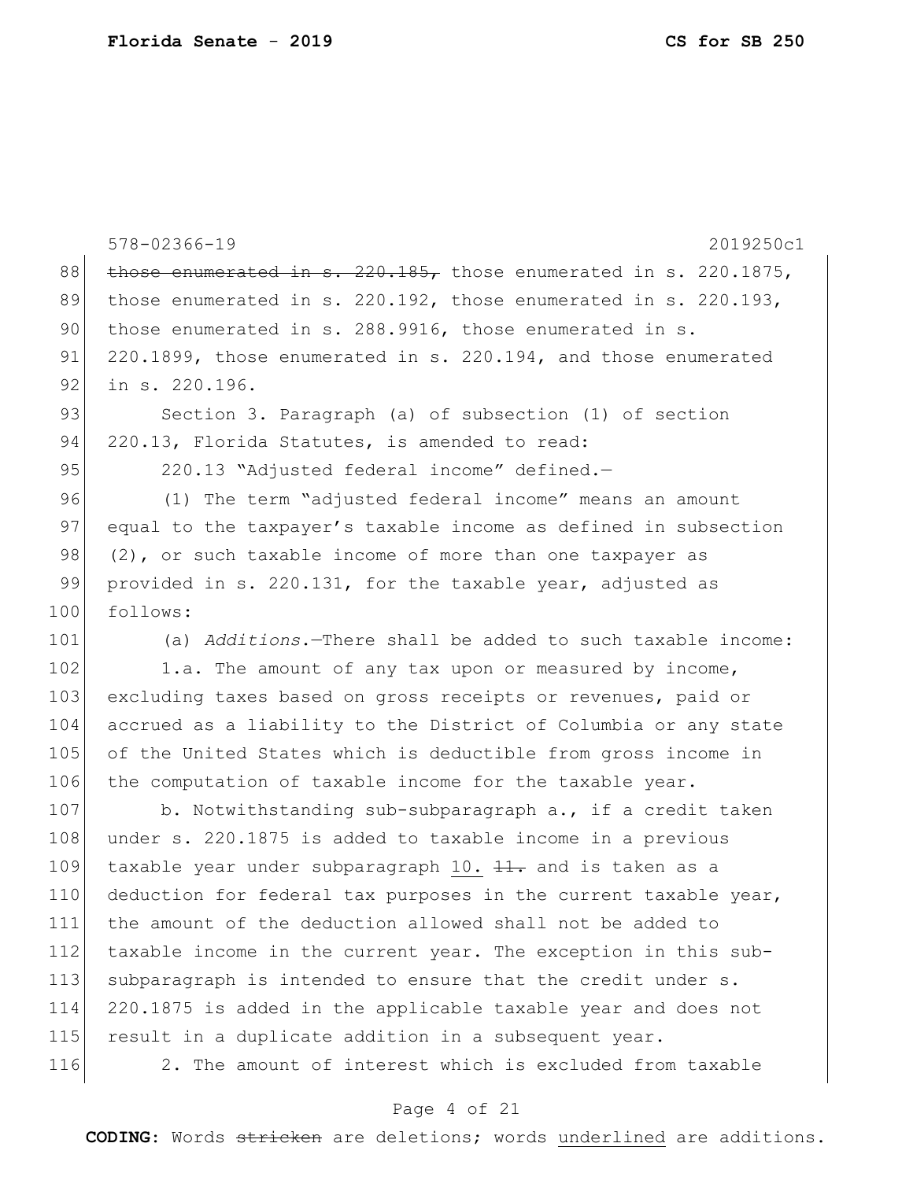578-02366-19 2019250c1

~~those enumerated in s. 220.185,~~ those enumerated in s. 220.1875, those enumerated in s. 220.192, those enumerated in s. 220.193, those enumerated in s. 288.9916, those enumerated in s. 220.1899, those enumerated in s. 220.194, and those enumerated in s. 220.196.

Section 3. Paragraph (a) of subsection (1) of section 220.13, Florida Statutes, is amended to read:

220.13 "Adjusted federal income" defined.—

(1) The term "adjusted federal income" means an amount equal to the taxpayer's taxable income as defined in subsection (2), or such taxable income of more than one taxpayer as provided in s. 220.131, for the taxable year, adjusted as follows:

(a) *Additions.*—There shall be added to such taxable income:

1.a. The amount of any tax upon or measured by income, excluding taxes based on gross receipts or revenues, paid or accrued as a liability to the District of Columbia or any state of the United States which is deductible from gross income in the computation of taxable income for the taxable year.

b. Notwithstanding sub-subparagraph a., if a credit taken under s. 220.1875 is added to taxable income in a previous taxable year under subparagraph <u>10.</u> ~~11.~~ and is taken as a deduction for federal tax purposes in the current taxable year, the amount of the deduction allowed shall not be added to taxable income in the current year. The exception in this sub-subparagraph is intended to ensure that the credit under s. 220.1875 is added in the applicable taxable year and does not result in a duplicate addition in a subsequent year.

2. The amount of interest which is excluded from taxable

**CODING:** Words ~~stricken~~ are deletions; words <u>underlined</u> are additions.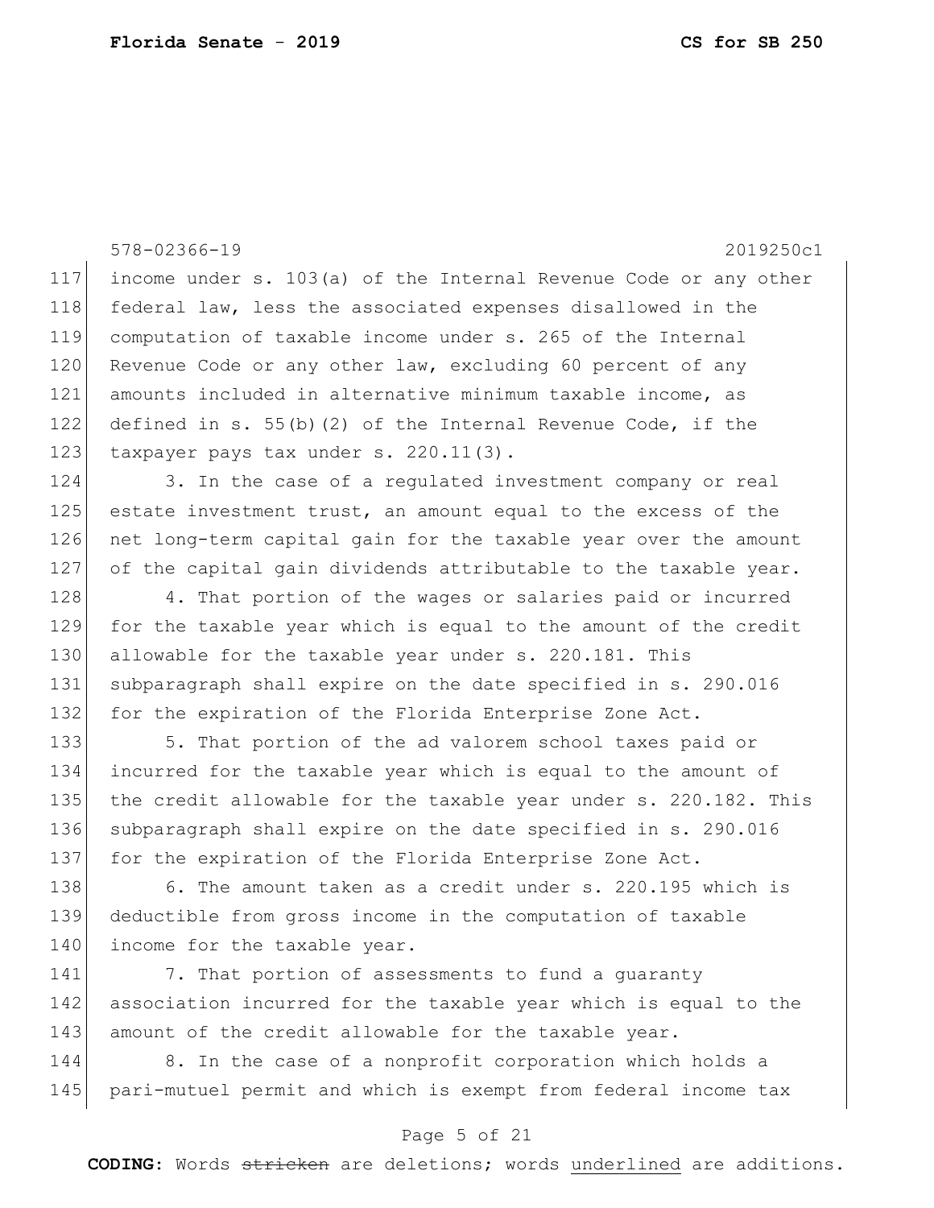income under s. 103(a) of the Internal Revenue Code or any other federal law, less the associated expenses disallowed in the computation of taxable income under s. 265 of the Internal Revenue Code or any other law, excluding 60 percent of any amounts included in alternative minimum taxable income, as defined in s. 55(b)(2) of the Internal Revenue Code, if the taxpayer pays tax under s. 220.11(3).

3. In the case of a regulated investment company or real estate investment trust, an amount equal to the excess of the net long-term capital gain for the taxable year over the amount of the capital gain dividends attributable to the taxable year.

4. That portion of the wages or salaries paid or incurred for the taxable year which is equal to the amount of the credit allowable for the taxable year under s. 220.181. This subparagraph shall expire on the date specified in s. 290.016 for the expiration of the Florida Enterprise Zone Act.

5. That portion of the ad valorem school taxes paid or incurred for the taxable year which is equal to the amount of the credit allowable for the taxable year under s. 220.182. This subparagraph shall expire on the date specified in s. 290.016 for the expiration of the Florida Enterprise Zone Act.

6. The amount taken as a credit under s. 220.195 which is deductible from gross income in the computation of taxable income for the taxable year.

7. That portion of assessments to fund a guaranty association incurred for the taxable year which is equal to the amount of the credit allowable for the taxable year.

8. In the case of a nonprofit corporation which holds a pari-mutuel permit and which is exempt from federal income tax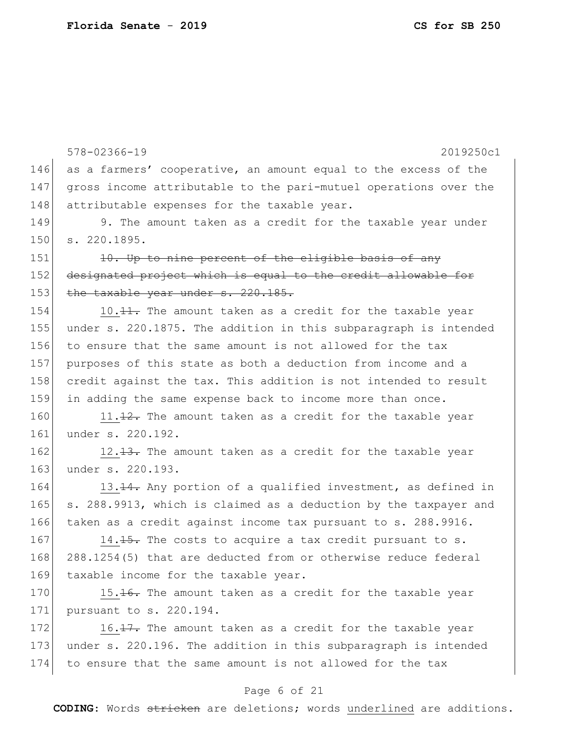578-02366-19 2019250c1

as a farmers' cooperative, an amount equal to the excess of the gross income attributable to the pari-mutuel operations over the attributable expenses for the taxable year.

9. The amount taken as a credit for the taxable year under s. 220.1895.

~~10. Up to nine percent of the eligible basis of any designated project which is equal to the credit allowable for the taxable year under s. 220.185.~~

<u>10.</u>~~11.~~ The amount taken as a credit for the taxable year under s. 220.1875. The addition in this subparagraph is intended to ensure that the same amount is not allowed for the tax purposes of this state as both a deduction from income and a credit against the tax. This addition is not intended to result in adding the same expense back to income more than once.

<u>11.</u>~~12.~~ The amount taken as a credit for the taxable year under s. 220.192.

<u>12.</u>~~13.~~ The amount taken as a credit for the taxable year under s. 220.193.

<u>13.</u>~~14.~~ Any portion of a qualified investment, as defined in s. 288.9913, which is claimed as a deduction by the taxpayer and taken as a credit against income tax pursuant to s. 288.9916.

<u>14.</u>~~15.~~ The costs to acquire a tax credit pursuant to s. 288.1254(5) that are deducted from or otherwise reduce federal taxable income for the taxable year.

<u>15.</u>~~16.~~ The amount taken as a credit for the taxable year pursuant to s. 220.194.

<u>16.</u>~~17.~~ The amount taken as a credit for the taxable year under s. 220.196. The addition in this subparagraph is intended to ensure that the same amount is not allowed for the tax

**CODING:** Words ~~stricken~~ are deletions; words <u>underlined</u> are additions.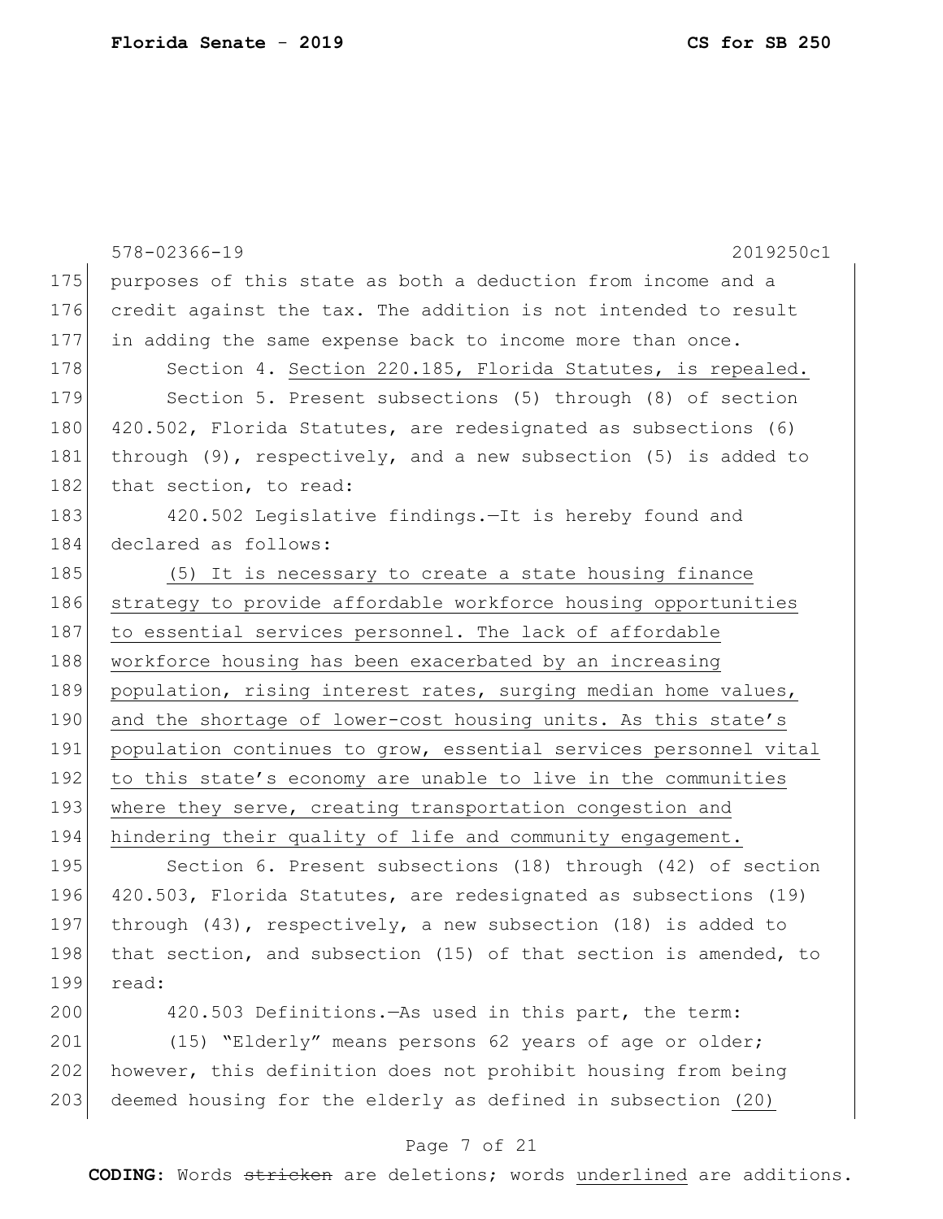purposes of this state as both a deduction from income and a credit against the tax. The addition is not intended to result in adding the same expense back to income more than once.

Section 4. <u>Section 220.185, Florida Statutes, is repealed.</u>

Section 5. Present subsections (5) through (8) of section 420.502, Florida Statutes, are redesignated as subsections (6) through (9), respectively, and a new subsection (5) is added to that section, to read:

420.502 Legislative findings.—It is hereby found and declared as follows:

<u>(5) It is necessary to create a state housing finance strategy to provide affordable workforce housing opportunities to essential services personnel. The lack of affordable workforce housing has been exacerbated by an increasing population, rising interest rates, surging median home values, and the shortage of lower-cost housing units. As this state's population continues to grow, essential services personnel vital to this state's economy are unable to live in the communities where they serve, creating transportation congestion and hindering their quality of life and community engagement.</u>

Section 6. Present subsections (18) through (42) of section 420.503, Florida Statutes, are redesignated as subsections (19) through (43), respectively, a new subsection (18) is added to that section, and subsection (15) of that section is amended, to read:

420.503 Definitions.—As used in this part, the term:

(15) "Elderly" means persons 62 years of age or older; however, this definition does not prohibit housing from being deemed housing for the elderly as defined in subsection <u>(20)</u>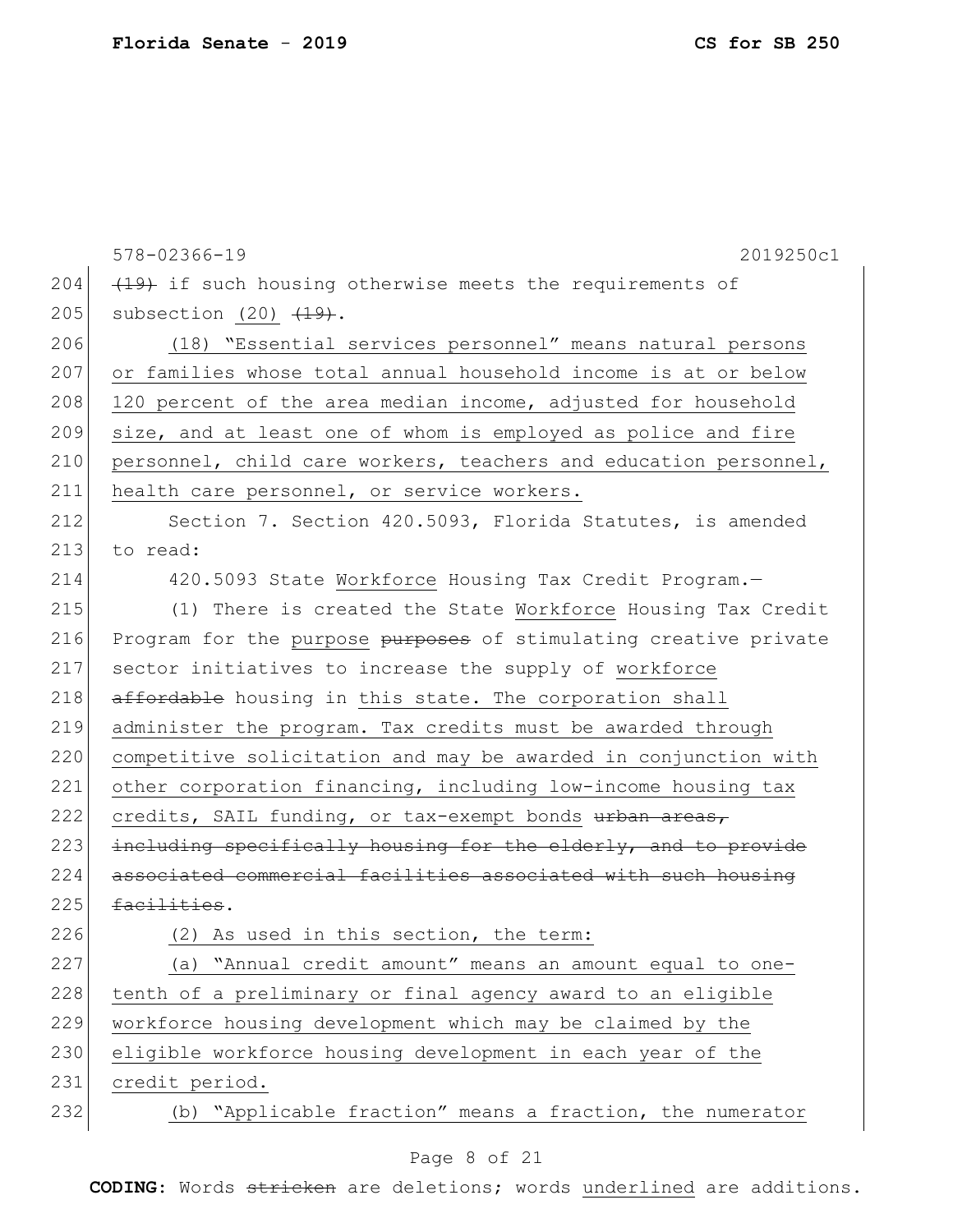(19) if such housing otherwise meets the requirements of subsection (20) (19).

(18) "Essential services personnel" means natural persons or families whose total annual household income is at or below 120 percent of the area median income, adjusted for household size, and at least one of whom is employed as police and fire personnel, child care workers, teachers and education personnel, health care personnel, or service workers.

Section 7. Section 420.5093, Florida Statutes, is amended to read:

420.5093 State Workforce Housing Tax Credit Program.—

(1) There is created the State Workforce Housing Tax Credit Program for the purpose purposes of stimulating creative private sector initiatives to increase the supply of workforce affordable housing in this state. The corporation shall administer the program. Tax credits must be awarded through competitive solicitation and may be awarded in conjunction with other corporation financing, including low-income housing tax credits, SAIL funding, or tax-exempt bonds urban areas, including specifically housing for the elderly, and to provide associated commercial facilities associated with such housing facilities.

(2) As used in this section, the term:

(a) "Annual credit amount" means an amount equal to one-tenth of a preliminary or final agency award to an eligible workforce housing development which may be claimed by the eligible workforce housing development in each year of the credit period.

(b) "Applicable fraction" means a fraction, the numerator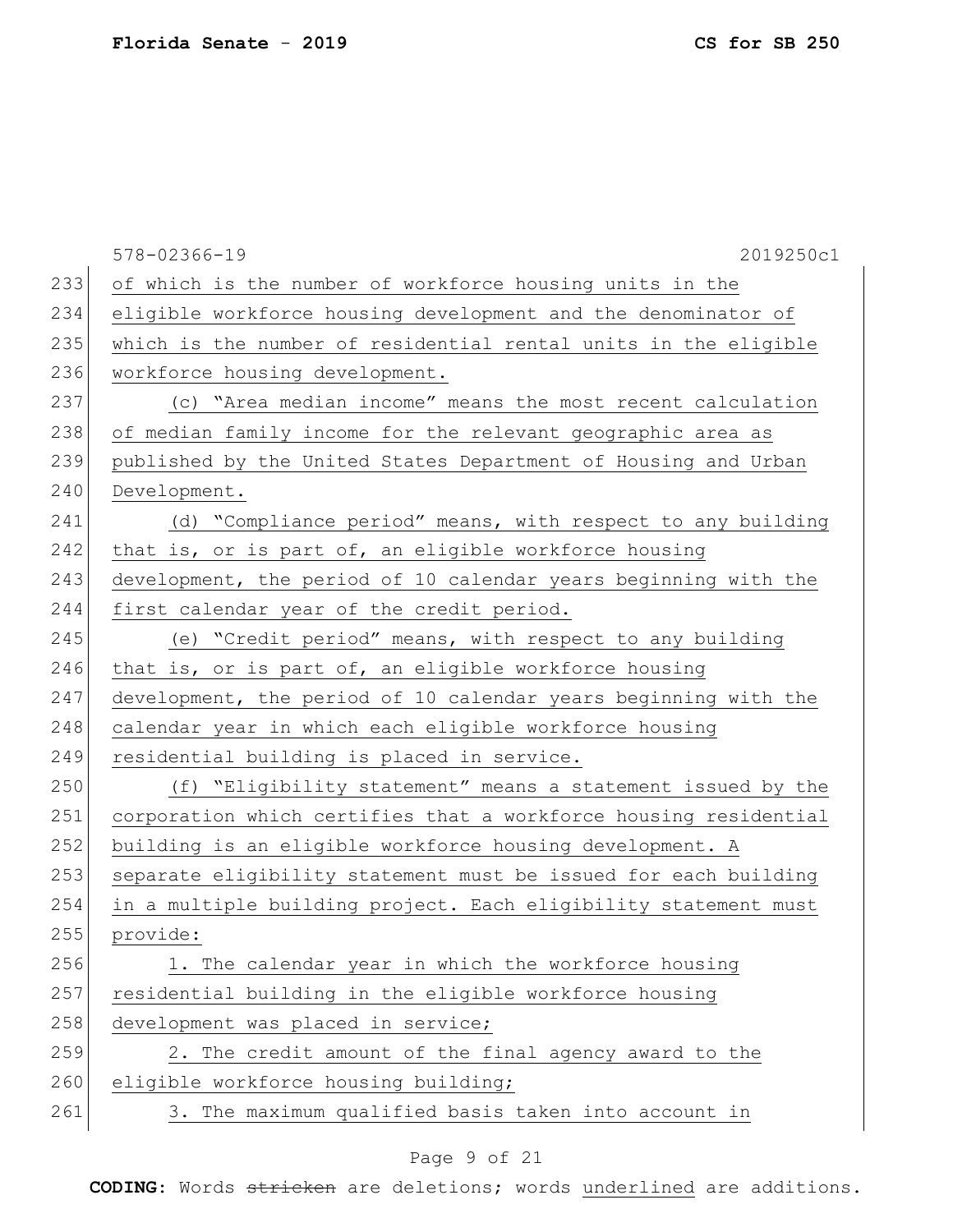of which is the number of workforce housing units in the eligible workforce housing development and the denominator of which is the number of residential rental units in the eligible workforce housing development.

(c) "Area median income" means the most recent calculation of median family income for the relevant geographic area as published by the United States Department of Housing and Urban Development.

(d) "Compliance period" means, with respect to any building that is, or is part of, an eligible workforce housing development, the period of 10 calendar years beginning with the first calendar year of the credit period.

(e) "Credit period" means, with respect to any building that is, or is part of, an eligible workforce housing development, the period of 10 calendar years beginning with the calendar year in which each eligible workforce housing residential building is placed in service.

(f) "Eligibility statement" means a statement issued by the corporation which certifies that a workforce housing residential building is an eligible workforce housing development. A separate eligibility statement must be issued for each building in a multiple building project. Each eligibility statement must provide:

1. The calendar year in which the workforce housing residential building in the eligible workforce housing development was placed in service;

2. The credit amount of the final agency award to the eligible workforce housing building;

3. The maximum qualified basis taken into account in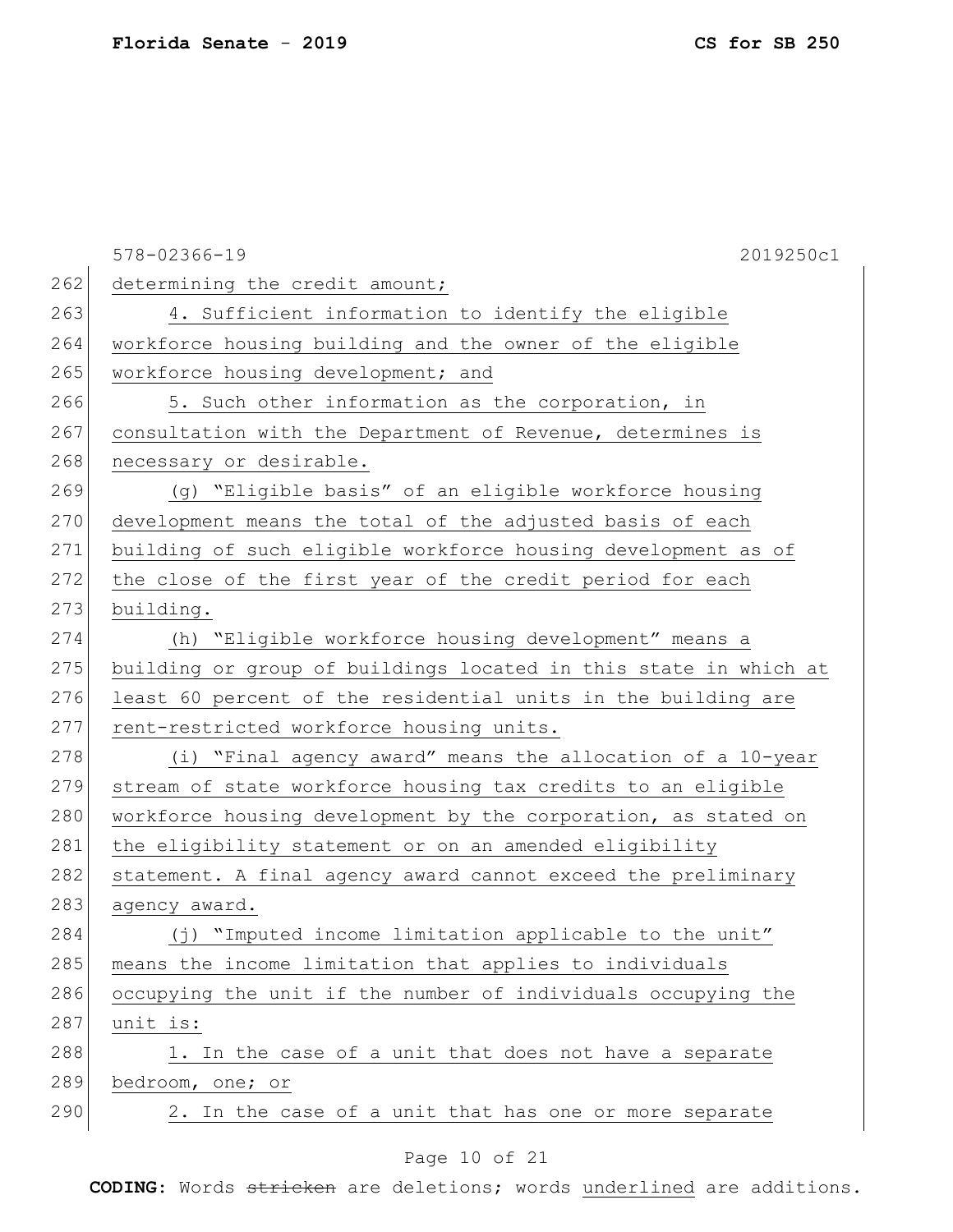determining the credit amount;

4. Sufficient information to identify the eligible workforce housing building and the owner of the eligible workforce housing development; and

5. Such other information as the corporation, in consultation with the Department of Revenue, determines is necessary or desirable.

(g) "Eligible basis" of an eligible workforce housing development means the total of the adjusted basis of each building of such eligible workforce housing development as of the close of the first year of the credit period for each building.

(h) "Eligible workforce housing development" means a building or group of buildings located in this state in which at least 60 percent of the residential units in the building are rent-restricted workforce housing units.

(i) "Final agency award" means the allocation of a 10-year stream of state workforce housing tax credits to an eligible workforce housing development by the corporation, as stated on the eligibility statement or on an amended eligibility statement. A final agency award cannot exceed the preliminary agency award.

(j) "Imputed income limitation applicable to the unit" means the income limitation that applies to individuals occupying the unit if the number of individuals occupying the unit is:

1. In the case of a unit that does not have a separate bedroom, one; or

2. In the case of a unit that has one or more separate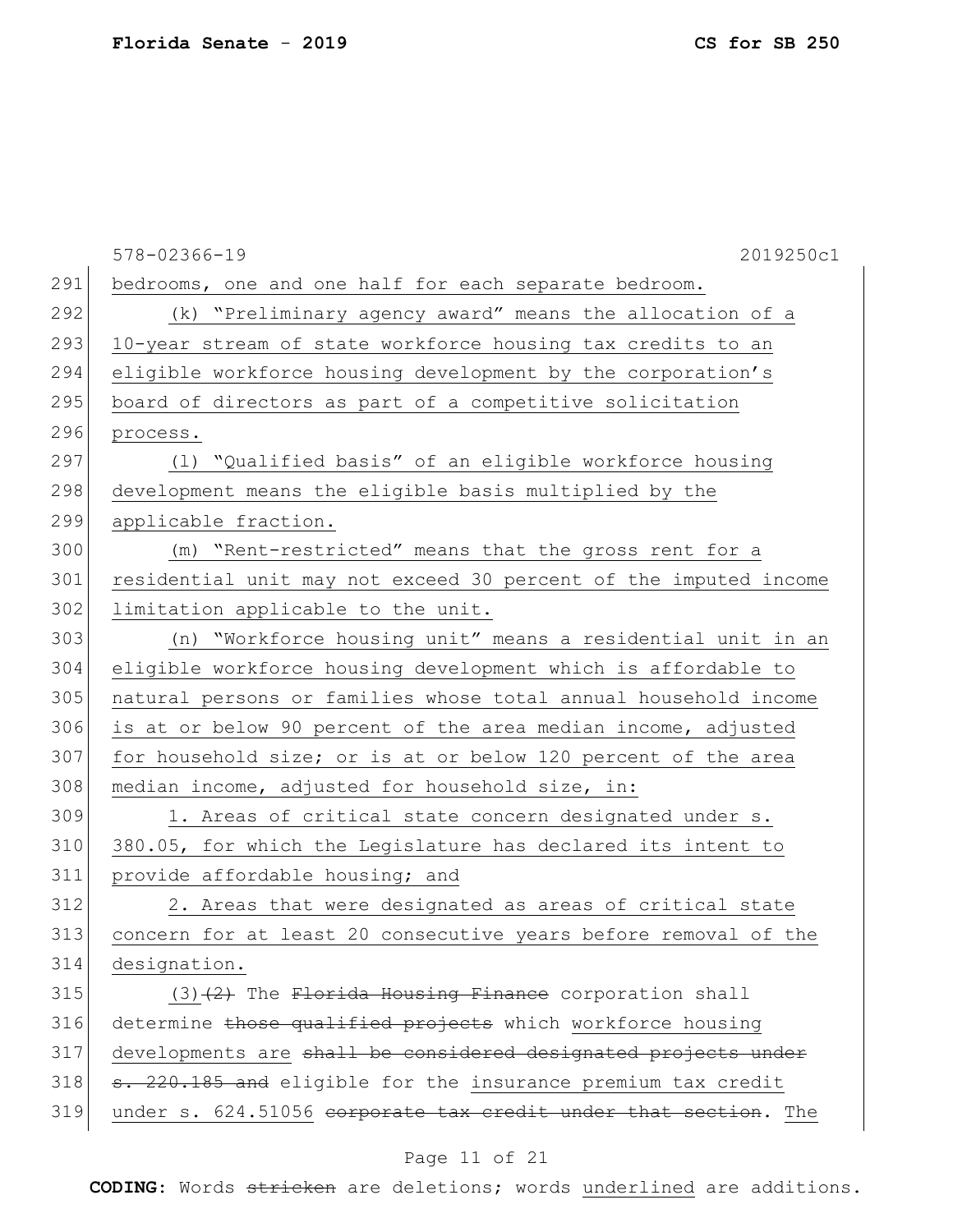bedrooms, one and one half for each separate bedroom.

(k) "Preliminary agency award" means the allocation of a 10-year stream of state workforce housing tax credits to an eligible workforce housing development by the corporation's board of directors as part of a competitive solicitation process.

(l) "Qualified basis" of an eligible workforce housing development means the eligible basis multiplied by the applicable fraction.

(m) "Rent-restricted" means that the gross rent for a residential unit may not exceed 30 percent of the imputed income limitation applicable to the unit.

(n) "Workforce housing unit" means a residential unit in an eligible workforce housing development which is affordable to natural persons or families whose total annual household income is at or below 90 percent of the area median income, adjusted for household size; or is at or below 120 percent of the area median income, adjusted for household size, in:

1. Areas of critical state concern designated under s. 380.05, for which the Legislature has declared its intent to provide affordable housing; and

2. Areas that were designated as areas of critical state concern for at least 20 consecutive years before removal of the designation.

(3)~~(2)~~ The ~~Florida Housing Finance~~ corporation shall determine ~~those qualified projects~~ which workforce housing developments are ~~shall be considered designated projects under s. 220.185 and~~ eligible for the insurance premium tax credit under s. 624.51056 ~~corporate tax credit under that section~~. The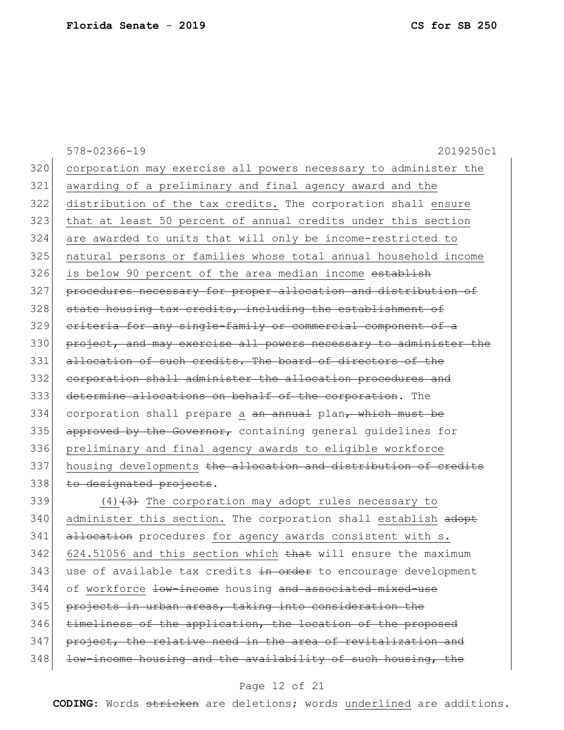578-02366-19 2019250c1

320 corporation may exercise all powers necessary to administer the
321 awarding of a preliminary and final agency award and the
322 distribution of the tax credits. The corporation shall ensure
323 that at least 50 percent of annual credits under this section
324 are awarded to units that will only be income-restricted to
325 natural persons or families whose total annual household income
326 is below 90 percent of the area median income ~~establish~~
327 ~~procedures necessary for proper allocation and distribution of~~
328 ~~state housing tax credits, including the establishment of~~
329 ~~criteria for any single-family or commercial component of a~~
330 ~~project, and may exercise all powers necessary to administer the~~
331 ~~allocation of such credits. The board of directors of the~~
332 ~~corporation shall administer the allocation procedures and~~
333 ~~determine allocations on behalf of the corporation~~. The
334 corporation shall prepare a ~~an annual~~ plan~~, which must be~~
335 ~~approved by the Governor,~~ containing general guidelines for
336 preliminary and final agency awards to eligible workforce
337 housing developments ~~the allocation and distribution of credits~~
338 ~~to designated projects~~.

339 (4)~~(3)~~ The corporation may adopt rules necessary to
340 administer this section. The corporation shall establish ~~adopt~~
341 ~~allocation~~ procedures for agency awards consistent with s.
342 624.51056 and this section which ~~that~~ will ensure the maximum
343 use of available tax credits ~~in order~~ to encourage development
344 of workforce ~~low-income~~ housing ~~and associated mixed-use~~
345 ~~projects in urban areas, taking into consideration the~~
346 ~~timeliness of the application, the location of the proposed~~
347 ~~project, the relative need in the area of revitalization and~~
348 ~~low-income housing and the availability of such housing, the~~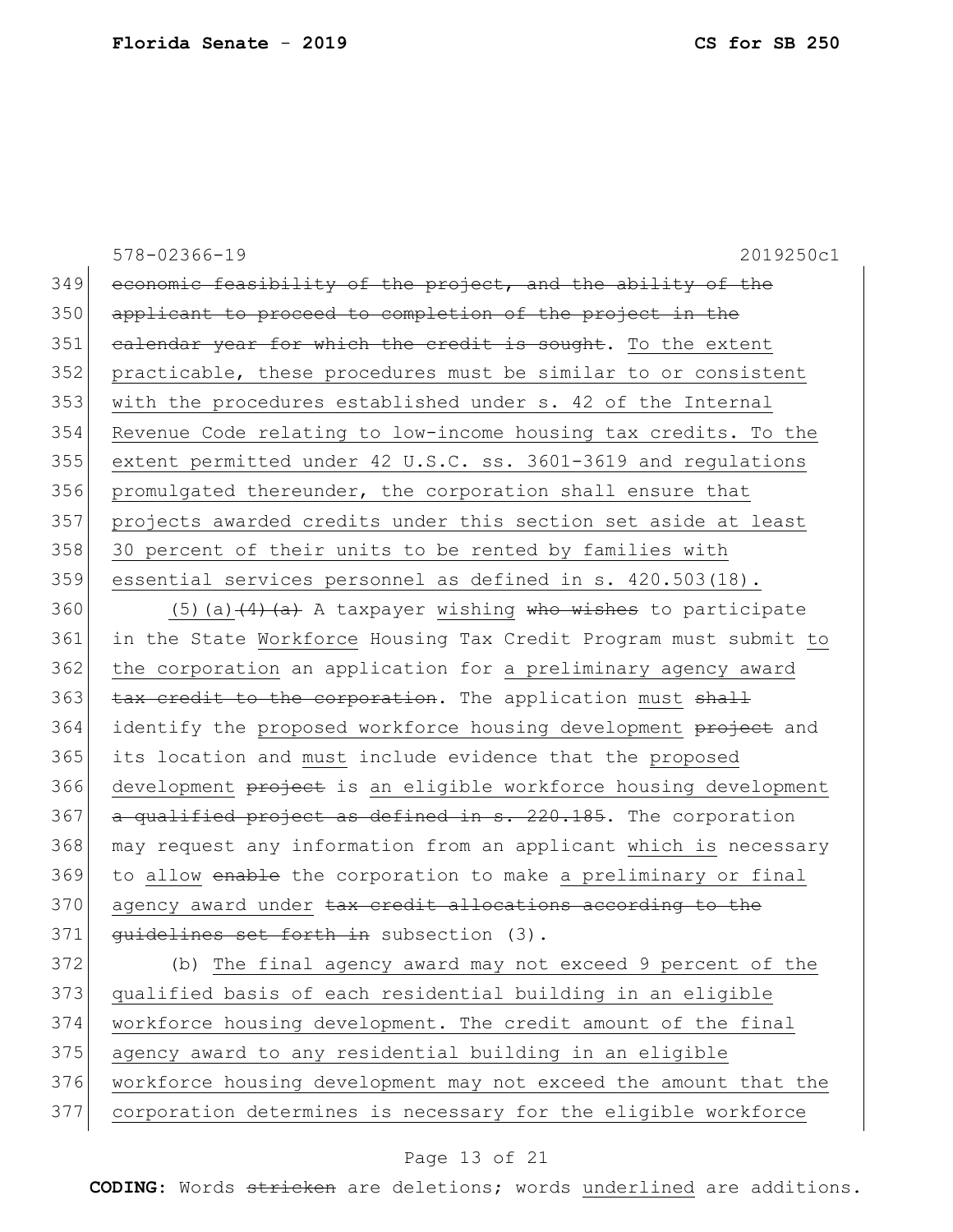578-02366-19 2019250c1

349 ~~economic feasibility of the project, and the ability of the~~
350 ~~applicant to proceed to completion of the project in the~~
351 ~~calendar year for which the credit is sought~~. <u>To the extent</u>
352 <u>practicable, these procedures must be similar to or consistent</u>
353 <u>with the procedures established under s. 42 of the Internal</u>
354 <u>Revenue Code relating to low-income housing tax credits. To the</u>
355 <u>extent permitted under 42 U.S.C. ss. 3601-3619 and regulations</u>
356 <u>promulgated thereunder, the corporation shall ensure that</u>
357 <u>projects awarded credits under this section set aside at least</u>
358 <u>30 percent of their units to be rented by families with</u>
359 <u>essential services personnel as defined in s. 420.503(18).</u>
360 <u>(5)(a)</u>~~(4)(a)~~ A taxpayer <u>wishing</u> ~~who wishes~~ to participate
361 in the State <u>Workforce</u> Housing Tax Credit Program must submit <u>to</u>
362 <u>the corporation</u> an application for <u>a preliminary agency award</u>
363 ~~tax credit to the corporation~~. The application <u>must</u> ~~shall~~
364 identify the <u>proposed workforce housing development</u> ~~project~~ and
365 its location and <u>must</u> include evidence that the <u>proposed</u>
366 <u>development</u> ~~project~~ is <u>an eligible workforce housing development</u>
367 ~~a qualified project as defined in s. 220.185~~. The corporation
368 may request any information from an applicant <u>which is</u> necessary
369 to <u>allow</u> ~~enable~~ the corporation to make <u>a preliminary or final</u>
370 <u>agency award under</u> ~~tax credit allocations according to the~~
371 ~~guidelines set forth in~~ subsection (3).
372 (b) <u>The final agency award may not exceed 9 percent of the</u>
373 <u>qualified basis of each residential building in an eligible</u>
374 <u>workforce housing development. The credit amount of the final</u>
375 <u>agency award to any residential building in an eligible</u>
376 <u>workforce housing development may not exceed the amount that the</u>
377 <u>corporation determines is necessary for the eligible workforce</u>

**CODING:** Words ~~stricken~~ are deletions; words <u>underlined</u> are additions.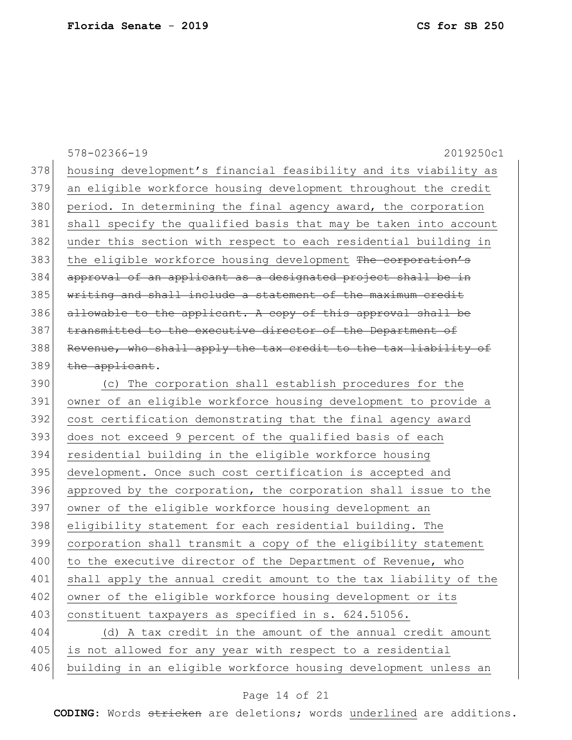housing development's financial feasibility and its viability as an eligible workforce housing development throughout the credit period. In determining the final agency award, the corporation shall specify the qualified basis that may be taken into account under this section with respect to each residential building in the eligible workforce housing development ~~The corporation's approval of an applicant as a designated project shall be in writing and shall include a statement of the maximum credit allowable to the applicant. A copy of this approval shall be transmitted to the executive director of the Department of Revenue, who shall apply the tax credit to the tax liability of the applicant~~.

(c) The corporation shall establish procedures for the owner of an eligible workforce housing development to provide a cost certification demonstrating that the final agency award does not exceed 9 percent of the qualified basis of each residential building in the eligible workforce housing development. Once such cost certification is accepted and approved by the corporation, the corporation shall issue to the owner of the eligible workforce housing development an eligibility statement for each residential building. The corporation shall transmit a copy of the eligibility statement to the executive director of the Department of Revenue, who shall apply the annual credit amount to the tax liability of the owner of the eligible workforce housing development or its constituent taxpayers as specified in s. 624.51056.

(d) A tax credit in the amount of the annual credit amount is not allowed for any year with respect to a residential building in an eligible workforce housing development unless an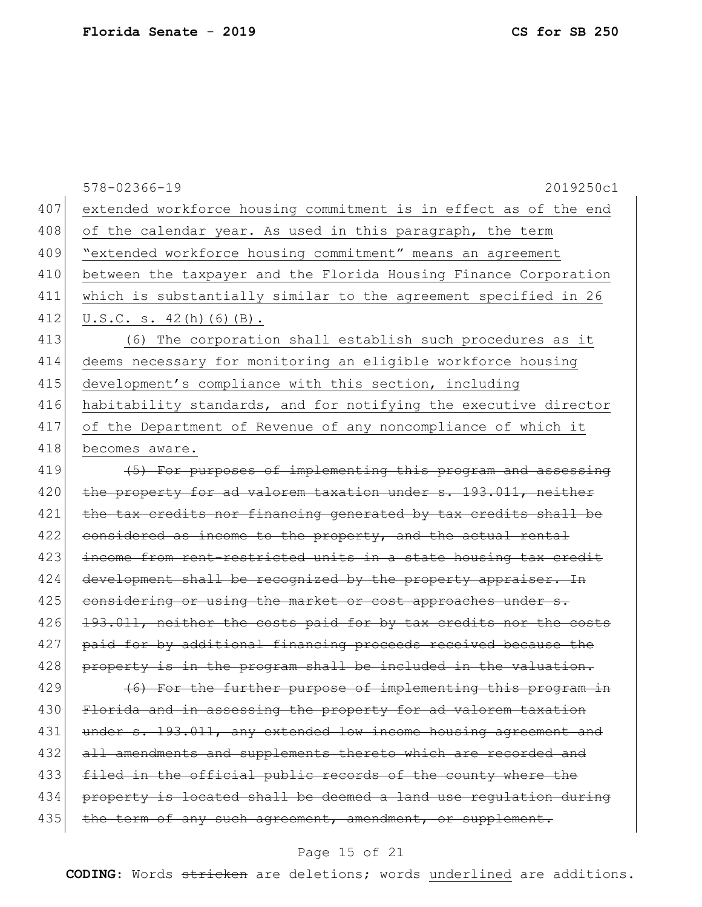extended workforce housing commitment is in effect as of the end of the calendar year. As used in this paragraph, the term "extended workforce housing commitment" means an agreement between the taxpayer and the Florida Housing Finance Corporation which is substantially similar to the agreement specified in 26 U.S.C. s. 42(h)(6)(B).

(6) The corporation shall establish such procedures as it deems necessary for monitoring an eligible workforce housing development's compliance with this section, including habitability standards, and for notifying the executive director of the Department of Revenue of any noncompliance of which it becomes aware.

~~(5) For purposes of implementing this program and assessing the property for ad valorem taxation under s. 193.011, neither the tax credits nor financing generated by tax credits shall be considered as income to the property, and the actual rental income from rent-restricted units in a state housing tax credit development shall be recognized by the property appraiser. In considering or using the market or cost approaches under s. 193.011, neither the costs paid for by tax credits nor the costs paid for by additional financing proceeds received because the property is in the program shall be included in the valuation.~~

~~(6) For the further purpose of implementing this program in Florida and in assessing the property for ad valorem taxation under s. 193.011, any extended low income housing agreement and all amendments and supplements thereto which are recorded and filed in the official public records of the county where the property is located shall be deemed a land use regulation during the term of any such agreement, amendment, or supplement.~~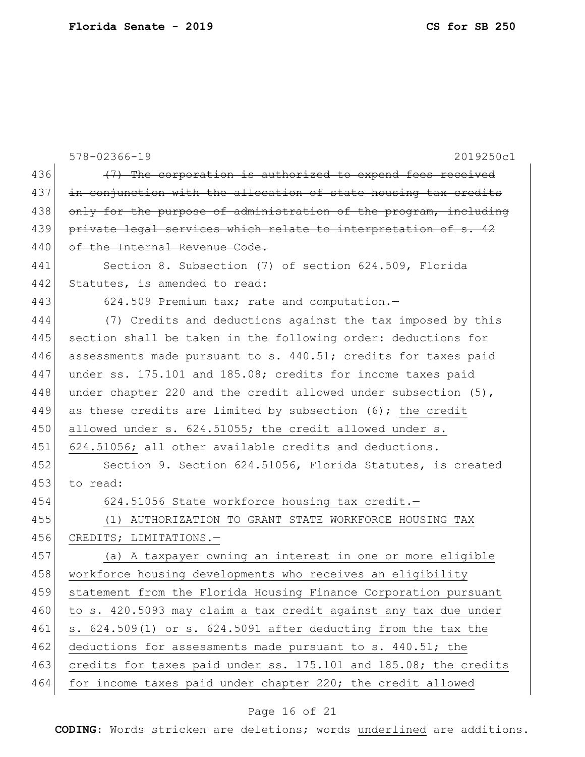~~(7) The corporation is authorized to expend fees received in conjunction with the allocation of state housing tax credits only for the purpose of administration of the program, including private legal services which relate to interpretation of s. 42 of the Internal Revenue Code.~~

Section 8. Subsection (7) of section 624.509, Florida Statutes, is amended to read:

624.509 Premium tax; rate and computation.—

(7) Credits and deductions against the tax imposed by this section shall be taken in the following order: deductions for assessments made pursuant to s. 440.51; credits for taxes paid under ss. 175.101 and 185.08; credits for income taxes paid under chapter 220 and the credit allowed under subsection (5), as these credits are limited by subsection (6); <u>the credit allowed under s. 624.51055; the credit allowed under s. 624.51056;</u> all other available credits and deductions.

Section 9. Section 624.51056, Florida Statutes, is created to read:

<u>624.51056 State workforce housing tax credit.—</u>

<u>(1) AUTHORIZATION TO GRANT STATE WORKFORCE HOUSING TAX CREDITS; LIMITATIONS.—</u>

<u>(a) A taxpayer owning an interest in one or more eligible workforce housing developments who receives an eligibility statement from the Florida Housing Finance Corporation pursuant to s. 420.5093 may claim a tax credit against any tax due under s. 624.509(1) or s. 624.5091 after deducting from the tax the deductions for assessments made pursuant to s. 440.51; the credits for taxes paid under ss. 175.101 and 185.08; the credits for income taxes paid under chapter 220; the credit allowed</u>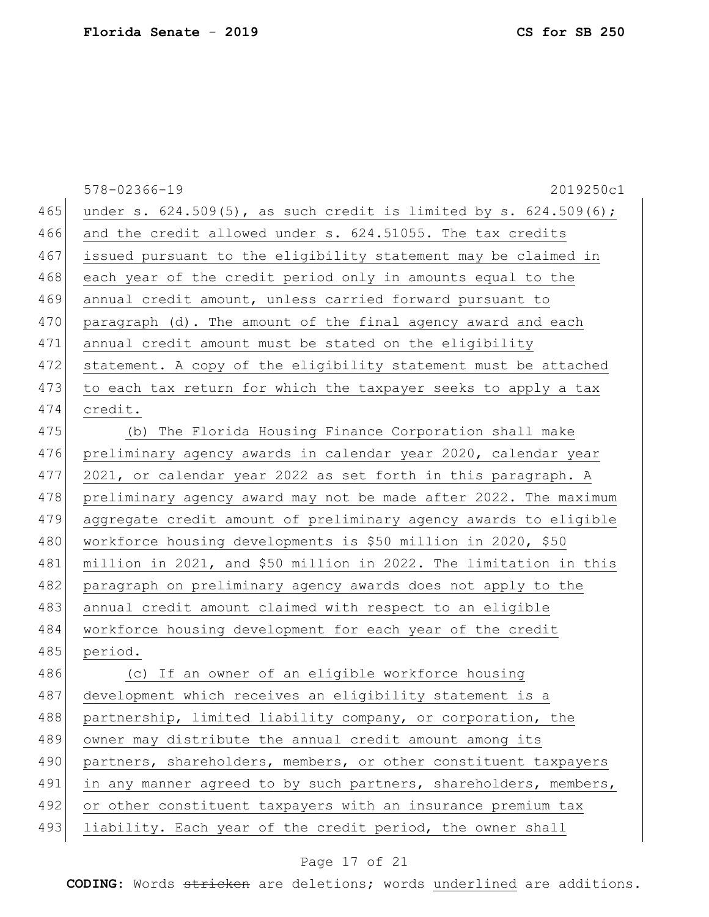under s. 624.509(5), as such credit is limited by s. 624.509(6); and the credit allowed under s. 624.51055. The tax credits issued pursuant to the eligibility statement may be claimed in each year of the credit period only in amounts equal to the annual credit amount, unless carried forward pursuant to paragraph (d). The amount of the final agency award and each annual credit amount must be stated on the eligibility statement. A copy of the eligibility statement must be attached to each tax return for which the taxpayer seeks to apply a tax credit.

(b) The Florida Housing Finance Corporation shall make preliminary agency awards in calendar year 2020, calendar year 2021, or calendar year 2022 as set forth in this paragraph. A preliminary agency award may not be made after 2022. The maximum aggregate credit amount of preliminary agency awards to eligible workforce housing developments is $50 million in 2020, $50 million in 2021, and $50 million in 2022. The limitation in this paragraph on preliminary agency awards does not apply to the annual credit amount claimed with respect to an eligible workforce housing development for each year of the credit period.

(c) If an owner of an eligible workforce housing development which receives an eligibility statement is a partnership, limited liability company, or corporation, the owner may distribute the annual credit amount among its partners, shareholders, members, or other constituent taxpayers in any manner agreed to by such partners, shareholders, members, or other constituent taxpayers with an insurance premium tax liability. Each year of the credit period, the owner shall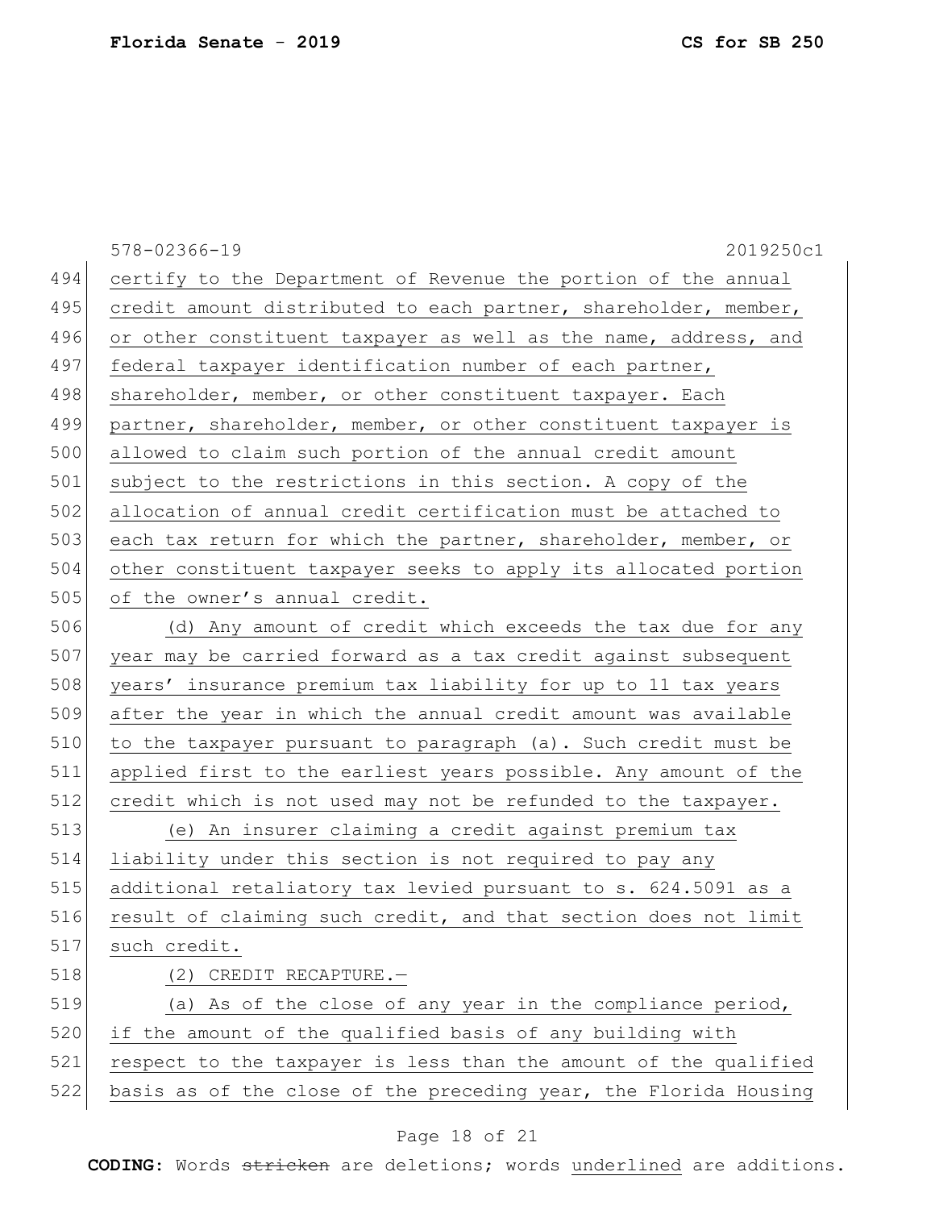certify to the Department of Revenue the portion of the annual credit amount distributed to each partner, shareholder, member, or other constituent taxpayer as well as the name, address, and federal taxpayer identification number of each partner, shareholder, member, or other constituent taxpayer. Each partner, shareholder, member, or other constituent taxpayer is allowed to claim such portion of the annual credit amount subject to the restrictions in this section. A copy of the allocation of annual credit certification must be attached to each tax return for which the partner, shareholder, member, or other constituent taxpayer seeks to apply its allocated portion of the owner's annual credit.

(d) Any amount of credit which exceeds the tax due for any year may be carried forward as a tax credit against subsequent years' insurance premium tax liability for up to 11 tax years after the year in which the annual credit amount was available to the taxpayer pursuant to paragraph (a). Such credit must be applied first to the earliest years possible. Any amount of the credit which is not used may not be refunded to the taxpayer.

(e) An insurer claiming a credit against premium tax liability under this section is not required to pay any additional retaliatory tax levied pursuant to s. 624.5091 as a result of claiming such credit, and that section does not limit such credit.

(2) CREDIT RECAPTURE.—

(a) As of the close of any year in the compliance period, if the amount of the qualified basis of any building with respect to the taxpayer is less than the amount of the qualified basis as of the close of the preceding year, the Florida Housing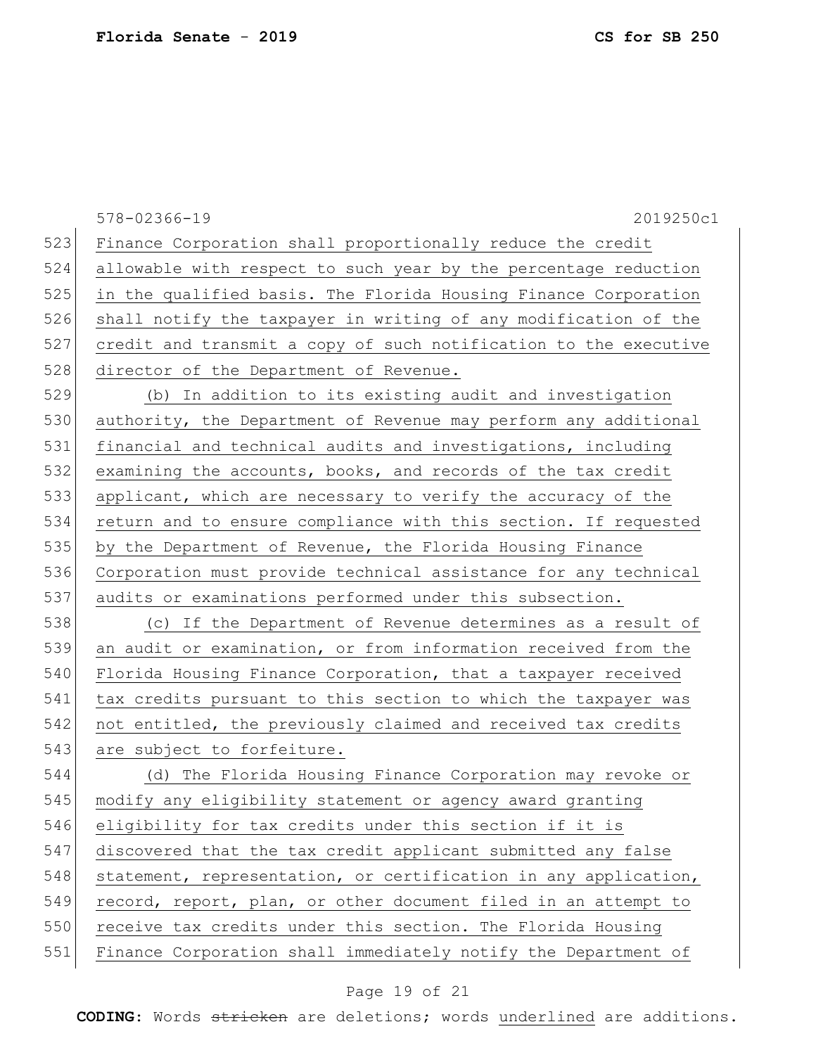Finance Corporation shall proportionally reduce the credit allowable with respect to such year by the percentage reduction in the qualified basis. The Florida Housing Finance Corporation shall notify the taxpayer in writing of any modification of the credit and transmit a copy of such notification to the executive director of the Department of Revenue.

(b) In addition to its existing audit and investigation authority, the Department of Revenue may perform any additional financial and technical audits and investigations, including examining the accounts, books, and records of the tax credit applicant, which are necessary to verify the accuracy of the return and to ensure compliance with this section. If requested by the Department of Revenue, the Florida Housing Finance Corporation must provide technical assistance for any technical audits or examinations performed under this subsection.

(c) If the Department of Revenue determines as a result of an audit or examination, or from information received from the Florida Housing Finance Corporation, that a taxpayer received tax credits pursuant to this section to which the taxpayer was not entitled, the previously claimed and received tax credits are subject to forfeiture.

(d) The Florida Housing Finance Corporation may revoke or modify any eligibility statement or agency award granting eligibility for tax credits under this section if it is discovered that the tax credit applicant submitted any false statement, representation, or certification in any application, record, report, plan, or other document filed in an attempt to receive tax credits under this section. The Florida Housing Finance Corporation shall immediately notify the Department of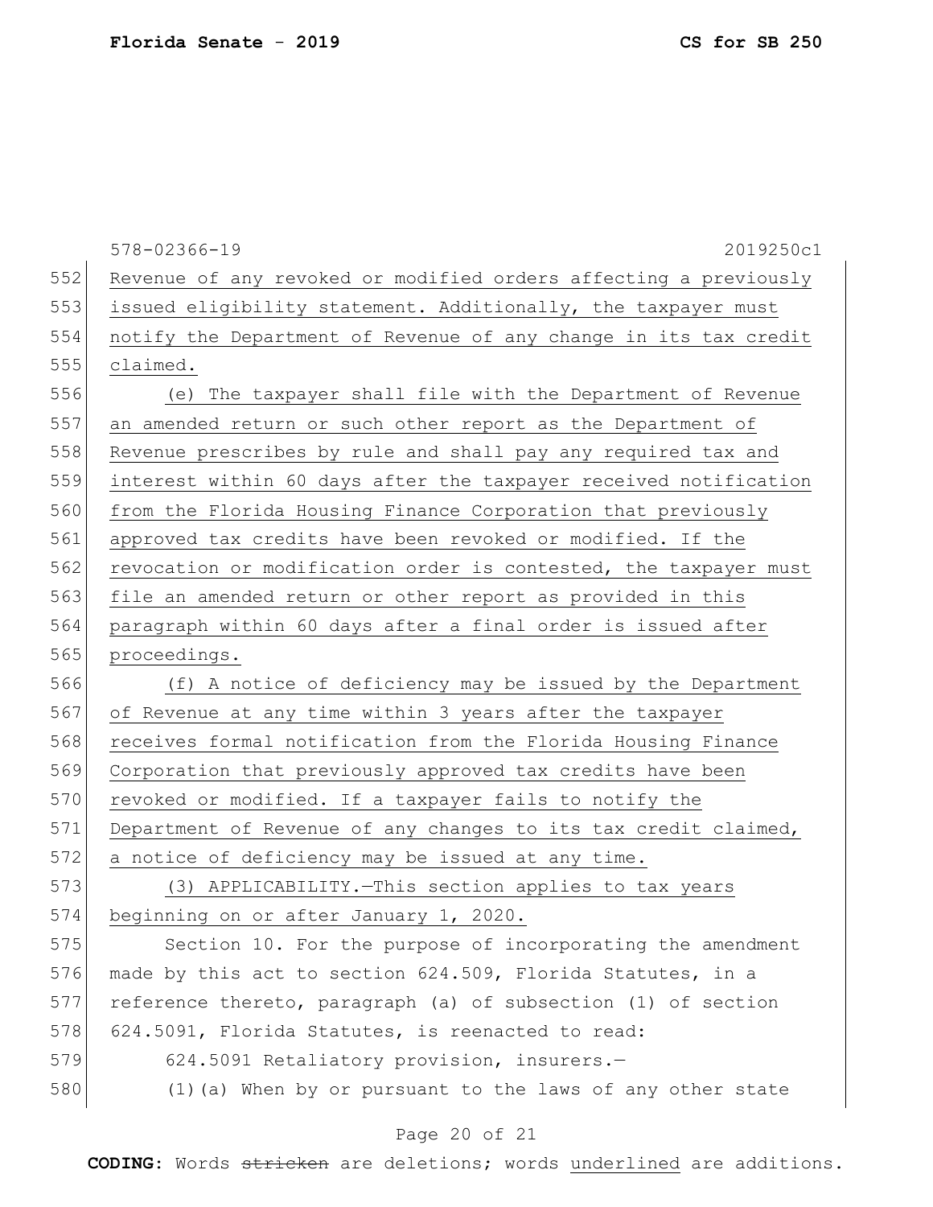Revenue of any revoked or modified orders affecting a previously issued eligibility statement. Additionally, the taxpayer must notify the Department of Revenue of any change in its tax credit claimed.

(e) The taxpayer shall file with the Department of Revenue an amended return or such other report as the Department of Revenue prescribes by rule and shall pay any required tax and interest within 60 days after the taxpayer received notification from the Florida Housing Finance Corporation that previously approved tax credits have been revoked or modified. If the revocation or modification order is contested, the taxpayer must file an amended return or other report as provided in this paragraph within 60 days after a final order is issued after proceedings.

(f) A notice of deficiency may be issued by the Department of Revenue at any time within 3 years after the taxpayer receives formal notification from the Florida Housing Finance Corporation that previously approved tax credits have been revoked or modified. If a taxpayer fails to notify the Department of Revenue of any changes to its tax credit claimed, a notice of deficiency may be issued at any time.

(3) APPLICABILITY.—This section applies to tax years beginning on or after January 1, 2020.

Section 10. For the purpose of incorporating the amendment made by this act to section 624.509, Florida Statutes, in a reference thereto, paragraph (a) of subsection (1) of section 624.5091, Florida Statutes, is reenacted to read:

624.5091 Retaliatory provision, insurers.—

(1)(a) When by or pursuant to the laws of any other state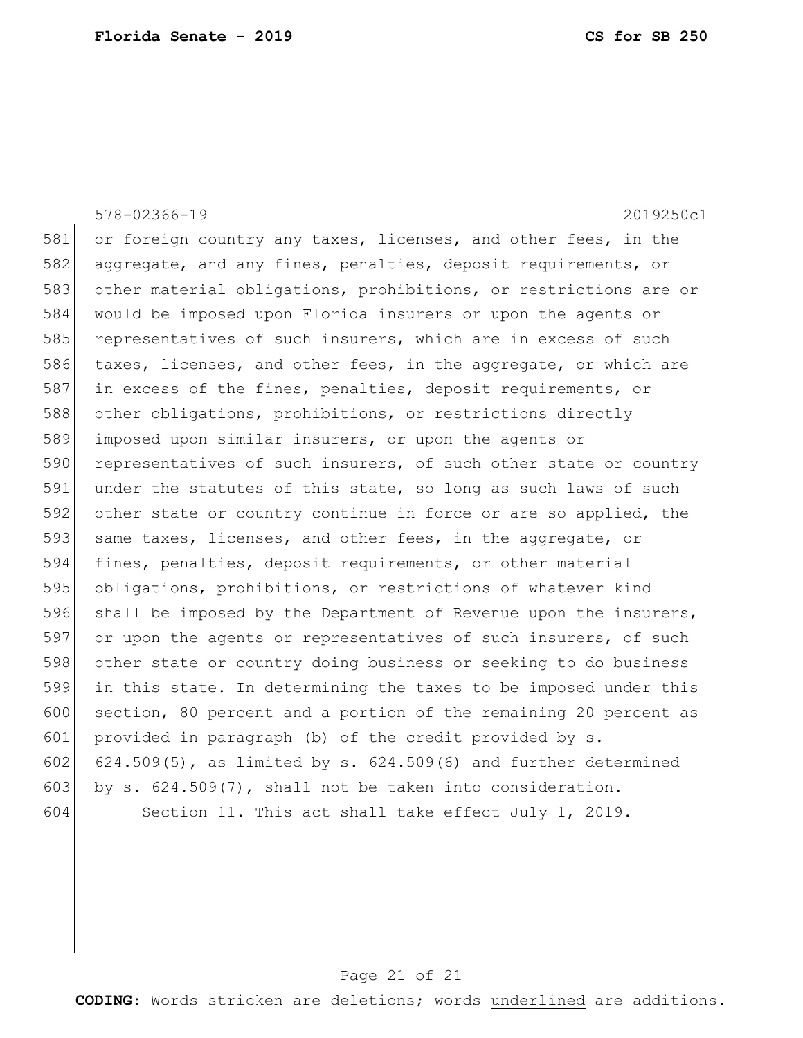or foreign country any taxes, licenses, and other fees, in the aggregate, and any fines, penalties, deposit requirements, or other material obligations, prohibitions, or restrictions are or would be imposed upon Florida insurers or upon the agents or representatives of such insurers, which are in excess of such taxes, licenses, and other fees, in the aggregate, or which are in excess of the fines, penalties, deposit requirements, or other obligations, prohibitions, or restrictions directly imposed upon similar insurers, or upon the agents or representatives of such insurers, of such other state or country under the statutes of this state, so long as such laws of such other state or country continue in force or are so applied, the same taxes, licenses, and other fees, in the aggregate, or fines, penalties, deposit requirements, or other material obligations, prohibitions, or restrictions of whatever kind shall be imposed by the Department of Revenue upon the insurers, or upon the agents or representatives of such insurers, of such other state or country doing business or seeking to do business in this state. In determining the taxes to be imposed under this section, 80 percent and a portion of the remaining 20 percent as provided in paragraph (b) of the credit provided by s. 624.509(5), as limited by s. 624.509(6) and further determined by s. 624.509(7), shall not be taken into consideration.

Section 11. This act shall take effect July 1, 2019.